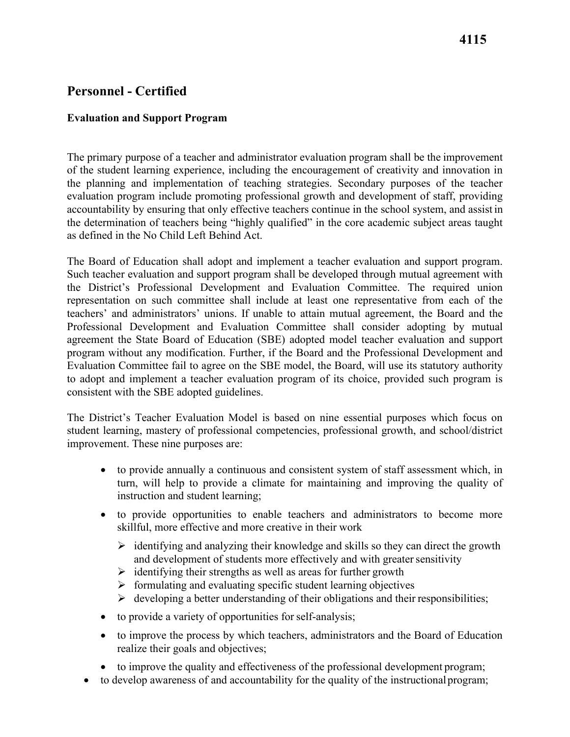# 4115

## Personnel - Certified

### Evaluation and Support Program

The primary purpose of a teacher and administrator evaluation program shall be the improvement of the student learning experience, including the encouragement of creativity and innovation in the planning and implementation of teaching strategies. Secondary purposes of the teacher evaluation program include promoting professional growth and development of staff, providing accountability by ensuring that only effective teachers continue in the school system, and assist in the determination of teachers being "highly qualified" in the core academic subject areas taught as defined in the No Child Left Behind Act.

The Board of Education shall adopt and implement a teacher evaluation and support program. Such teacher evaluation and support program shall be developed through mutual agreement with the District's Professional Development and Evaluation Committee. The required union representation on such committee shall include at least one representative from each of the teachers' and administrators' unions. If unable to attain mutual agreement, the Board and the Professional Development and Evaluation Committee shall consider adopting by mutual agreement the State Board of Education (SBE) adopted model teacher evaluation and support program without any modification. Further, if the Board and the Professional Development and Evaluation Committee fail to agree on the SBE model, the Board, will use its statutory authority to adopt and implement a teacher evaluation program of its choice, provided such program is consistent with the SBE adopted guidelines.

The District's Teacher Evaluation Model is based on nine essential purposes which focus on student learning, mastery of professional competencies, professional growth, and school/district improvement. These nine purposes are:

- to provide annually a continuous and consistent system of staff assessment which, in turn, will help to provide a climate for maintaining and improving the quality of instruction and student learning;
- to provide opportunities to enable teachers and administrators to become more skillful, more effective and more creative in their work
  - identifying and analyzing their knowledge and skills so they can direct the growth and development of students more effectively and with greater sensitivity
  - identifying their strengths as well as areas for further growth
  - formulating and evaluating specific student learning objectives
  - developing a better understanding of their obligations and their responsibilities;
- to provide a variety of opportunities for self-analysis;
- to improve the process by which teachers, administrators and the Board of Education realize their goals and objectives;
- to improve the quality and effectiveness of the professional development program;
- to develop awareness of and accountability for the quality of the instructional program;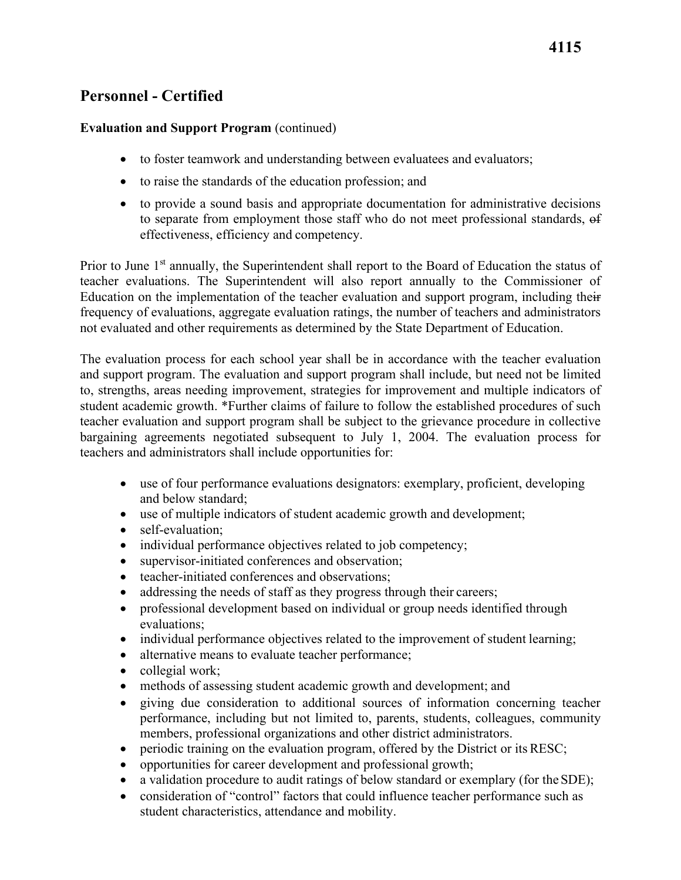# Personnel - Certified

**Evaluation and Support Program** (continued)

- to foster teamwork and understanding between evaluatees and evaluators;
- to raise the standards of the education profession; and
- to provide a sound basis and appropriate documentation for administrative decisions to separate from employment those staff who do not meet professional standards, ~~of~~ effectiveness, efficiency and competency.

Prior to June 1st annually, the Superintendent shall report to the Board of Education the status of teacher evaluations. The Superintendent will also report annually to the Commissioner of Education on the implementation of the teacher evaluation and support program, including the~~ir~~ frequency of evaluations, aggregate evaluation ratings, the number of teachers and administrators not evaluated and other requirements as determined by the State Department of Education.

The evaluation process for each school year shall be in accordance with the teacher evaluation and support program. The evaluation and support program shall include, but need not be limited to, strengths, areas needing improvement, strategies for improvement and multiple indicators of student academic growth. *Further claims of failure to follow the established procedures of such teacher evaluation and support program shall be subject to the grievance procedure in collective bargaining agreements negotiated subsequent to July 1, 2004. The evaluation process for teachers and administrators shall include opportunities for:

- use of four performance evaluations designators: exemplary, proficient, developing and below standard;
- use of multiple indicators of student academic growth and development;
- self-evaluation;
- individual performance objectives related to job competency;
- supervisor-initiated conferences and observation;
- teacher-initiated conferences and observations;
- addressing the needs of staff as they progress through their careers;
- professional development based on individual or group needs identified through evaluations;
- individual performance objectives related to the improvement of student learning;
- alternative means to evaluate teacher performance;
- collegial work;
- methods of assessing student academic growth and development; and
- giving due consideration to additional sources of information concerning teacher performance, including but not limited to, parents, students, colleagues, community members, professional organizations and other district administrators.
- periodic training on the evaluation program, offered by the District or its RESC;
- opportunities for career development and professional growth;
- a validation procedure to audit ratings of below standard or exemplary (for the SDE);
- consideration of "control" factors that could influence teacher performance such as student characteristics, attendance and mobility.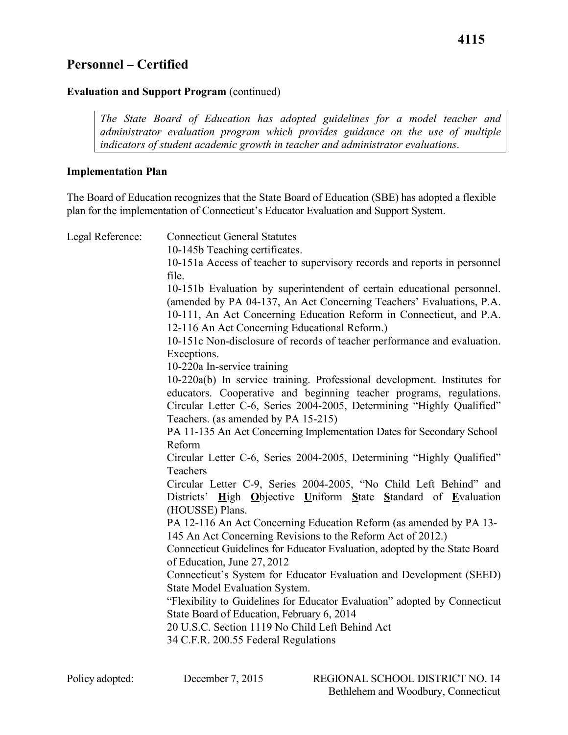# Personnel – Certified

**Evaluation and Support Program** (continued)

> *The State Board of Education has adopted guidelines for a model teacher and administrator evaluation program which provides guidance on the use of multiple indicators of student academic growth in teacher and administrator evaluations.*

**Implementation Plan**

The Board of Education recognizes that the State Board of Education (SBE) has adopted a flexible plan for the implementation of Connecticut's Educator Evaluation and Support System.

Legal Reference: Connecticut General Statutes

10-145b Teaching certificates.

10-151a Access of teacher to supervisory records and reports in personnel file.

10-151b Evaluation by superintendent of certain educational personnel. (amended by PA 04-137, An Act Concerning Teachers' Evaluations, P.A. 10-111, An Act Concerning Education Reform in Connecticut, and P.A. 12-116 An Act Concerning Educational Reform.)

10-151c Non-disclosure of records of teacher performance and evaluation. Exceptions.

10-220a In-service training

10-220a(b) In service training. Professional development. Institutes for educators. Cooperative and beginning teacher programs, regulations. Circular Letter C-6, Series 2004-2005, Determining "Highly Qualified" Teachers. (as amended by PA 15-215)

PA 11-135 An Act Concerning Implementation Dates for Secondary School Reform

Circular Letter C-6, Series 2004-2005, Determining "Highly Qualified" Teachers

Circular Letter C-9, Series 2004-2005, "No Child Left Behind" and Districts' **H**igh **O**bjective **U**niform **S**tate **S**tandard of **E**valuation (HOUSSE) Plans.

PA 12-116 An Act Concerning Education Reform (as amended by PA 13-145 An Act Concerning Revisions to the Reform Act of 2012.)

Connecticut Guidelines for Educator Evaluation, adopted by the State Board of Education, June 27, 2012

Connecticut's System for Educator Evaluation and Development (SEED) State Model Evaluation System.

"Flexibility to Guidelines for Educator Evaluation" adopted by Connecticut State Board of Education, February 6, 2014

20 U.S.C. Section 1119 No Child Left Behind Act

34 C.F.R. 200.55 Federal Regulations

Policy adopted: December 7, 2015

REGIONAL SCHOOL DISTRICT NO. 14
Bethlehem and Woodbury, Connecticut